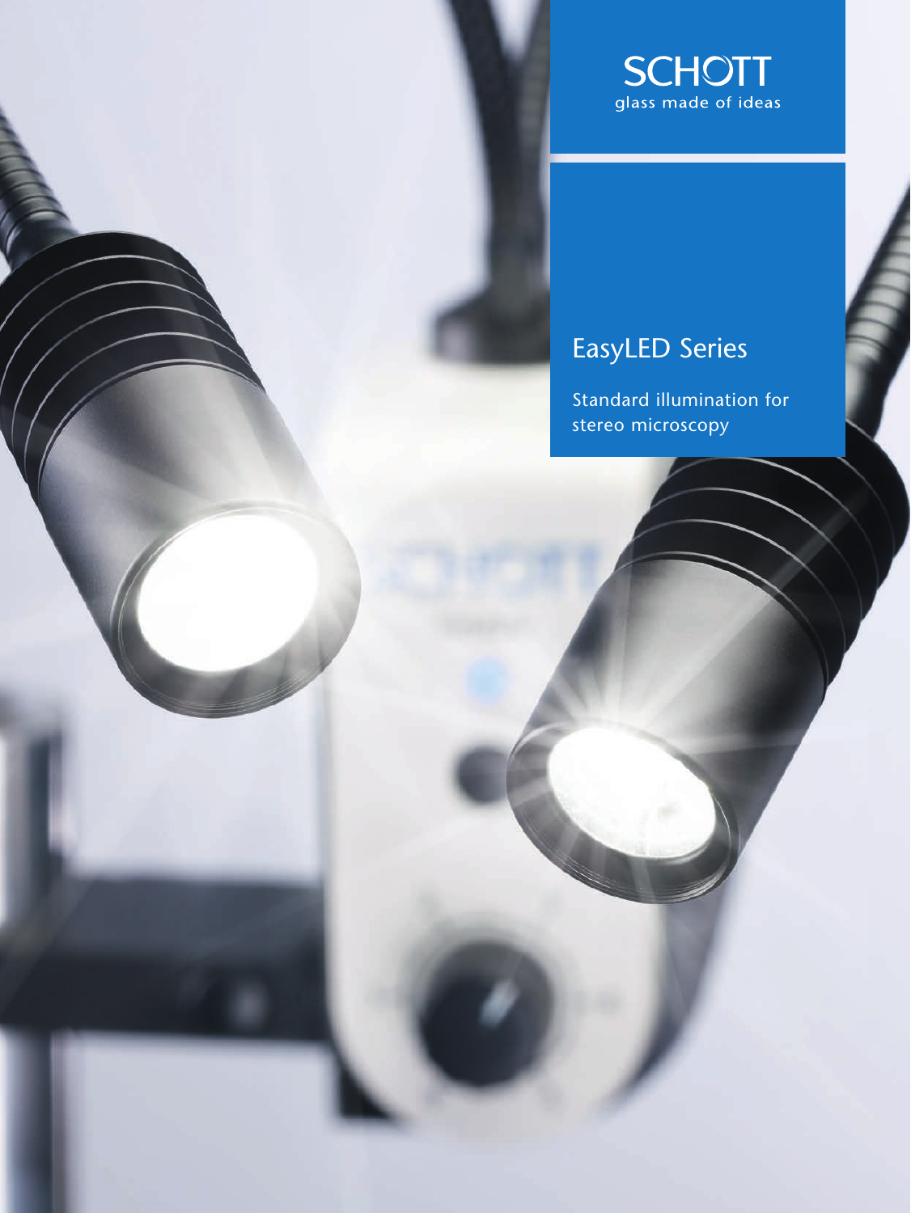SCHOTT
glass made of ideas

# EasyLED Series

Standard illumination for stereo microscopy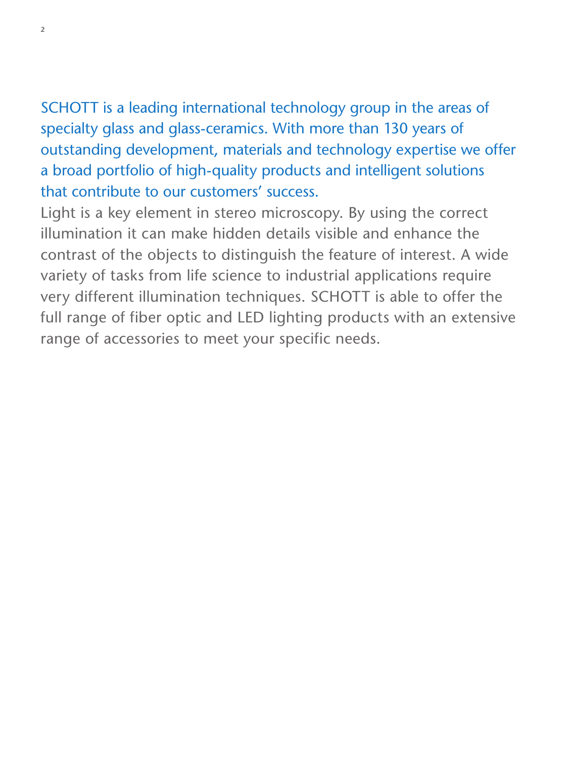SCHOTT is a leading international technology group in the areas of specialty glass and glass-ceramics. With more than 130 years of outstanding development, materials and technology expertise we offer a broad portfolio of high-quality products and intelligent solutions that contribute to our customers' success.

Light is a key element in stereo microscopy. By using the correct illumination it can make hidden details visible and enhance the contrast of the objects to distinguish the feature of interest. A wide variety of tasks from life science to industrial applications require very different illumination techniques. SCHOTT is able to offer the full range of fiber optic and LED lighting products with an extensive range of accessories to meet your specific needs.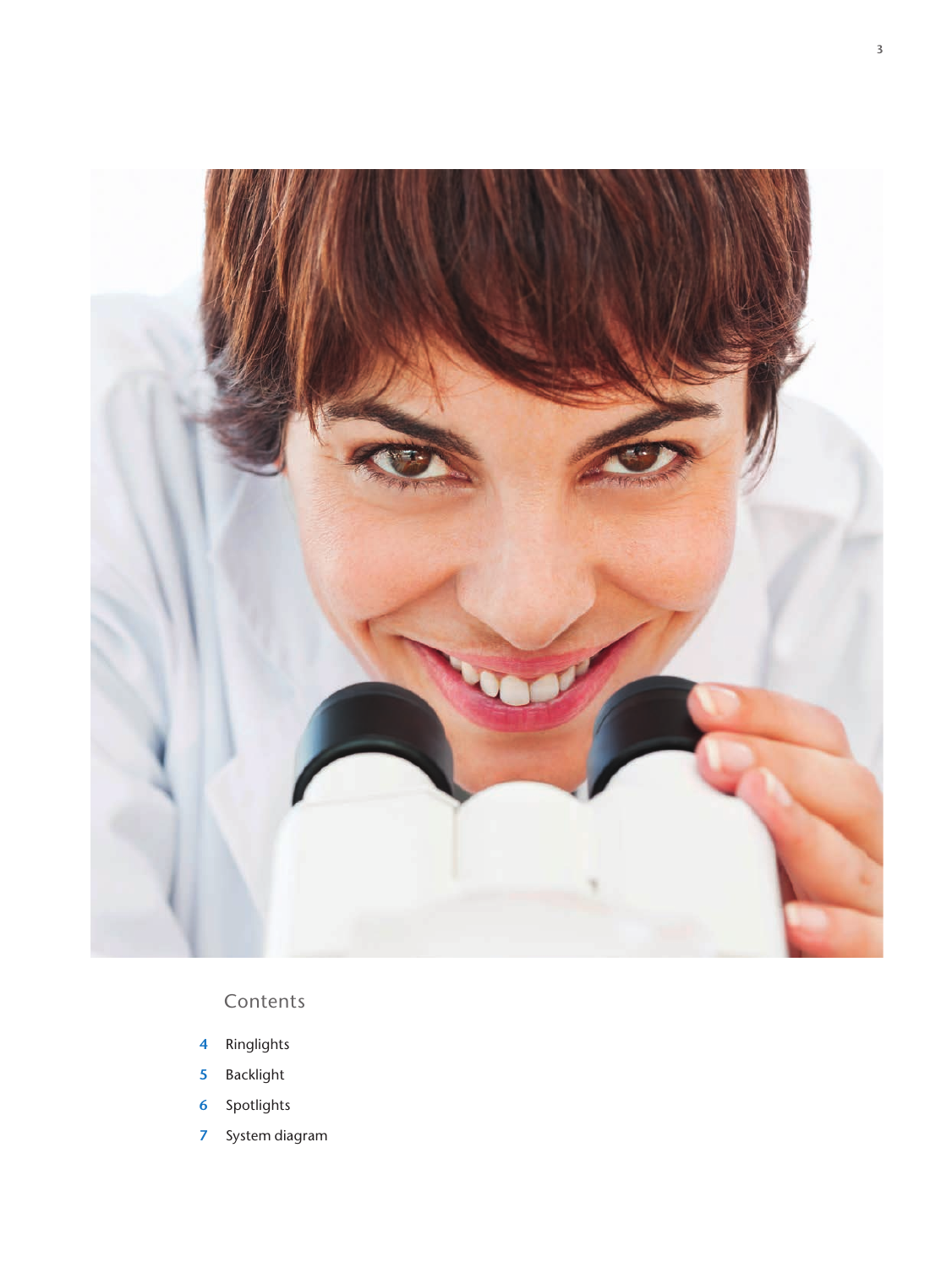## Contents

- **4** Ringlights
- **5** Backlight
- **6** Spotlights
- **7** System diagram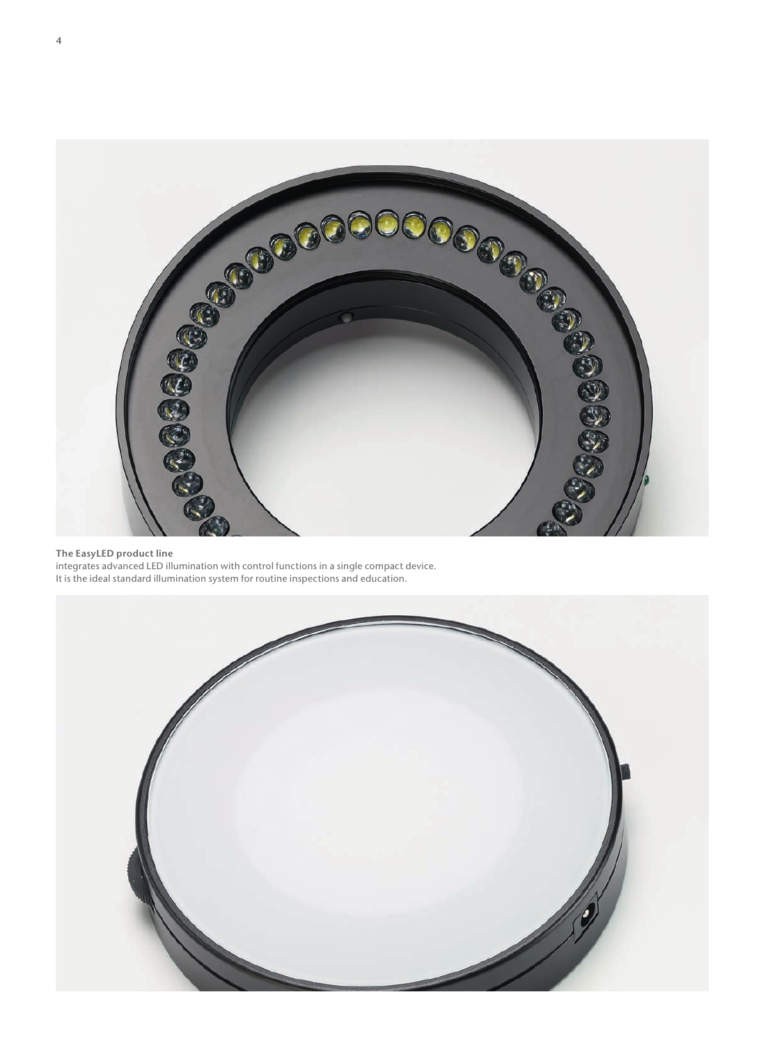**The EasyLED product line**
integrates advanced LED illumination with control functions in a single compact device.
It is the ideal standard illumination system for routine inspections and education.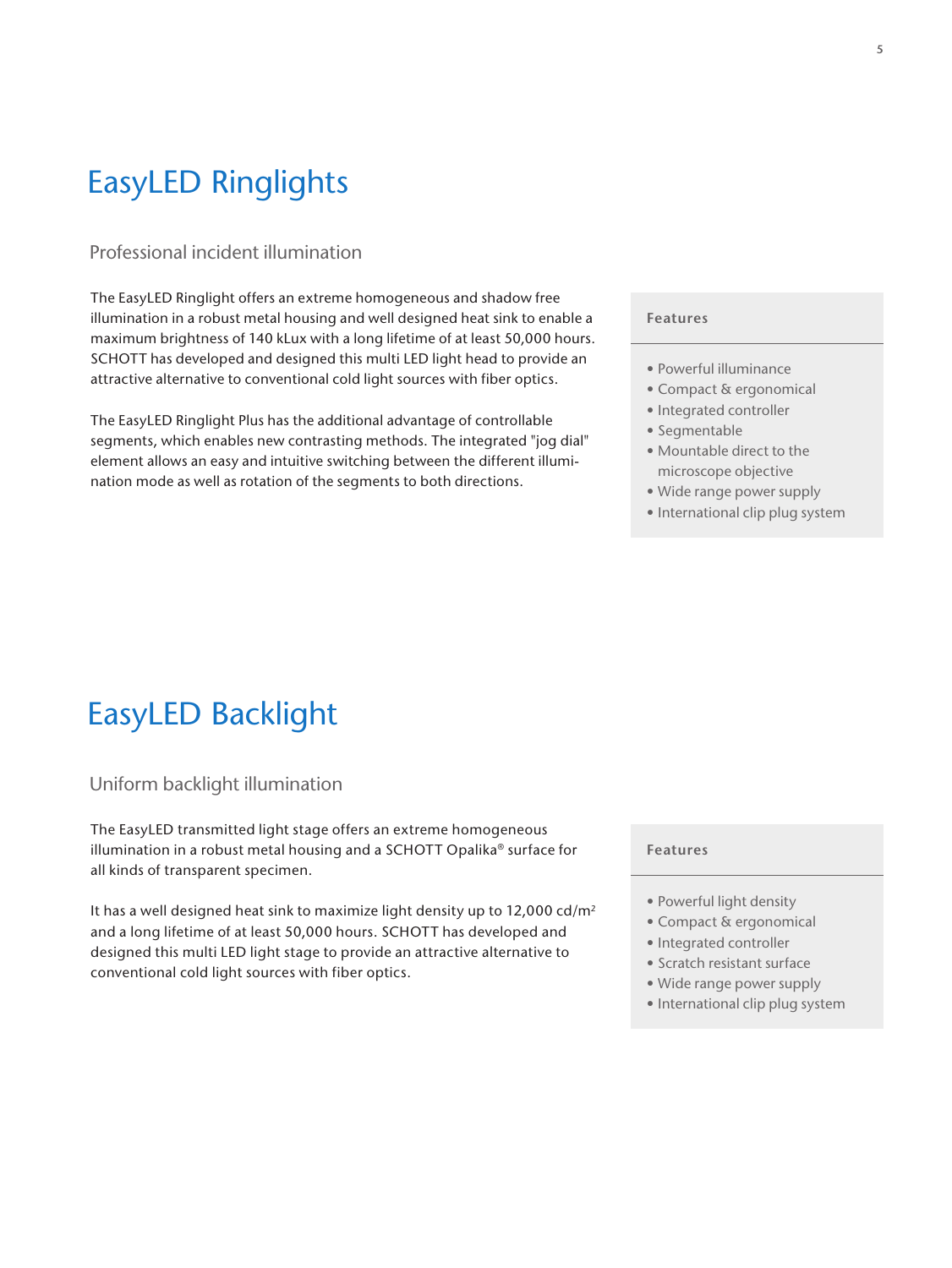# EasyLED Ringlights

## Professional incident illumination

The EasyLED Ringlight offers an extreme homogeneous and shadow free illumination in a robust metal housing and well designed heat sink to enable a maximum brightness of 140 kLux with a long lifetime of at least 50,000 hours. SCHOTT has developed and designed this multi LED light head to provide an attractive alternative to conventional cold light sources with fiber optics.

The EasyLED Ringlight Plus has the additional advantage of controllable segments, which enables new contrasting methods. The integrated "jog dial" element allows an easy and intuitive switching between the different illumination mode as well as rotation of the segments to both directions.

### Features

- Powerful illuminance
- Compact & ergonomical
- Integrated controller
- Segmentable
- Mountable direct to the microscope objective
- Wide range power supply
- International clip plug system

# EasyLED Backlight

## Uniform backlight illumination

The EasyLED transmitted light stage offers an extreme homogeneous illumination in a robust metal housing and a SCHOTT Opalika® surface for all kinds of transparent specimen.

It has a well designed heat sink to maximize light density up to 12,000 cd/m$^2$ and a long lifetime of at least 50,000 hours. SCHOTT has developed and designed this multi LED light stage to provide an attractive alternative to conventional cold light sources with fiber optics.

### Features

- Powerful light density
- Compact & ergonomical
- Integrated controller
- Scratch resistant surface
- Wide range power supply
- International clip plug system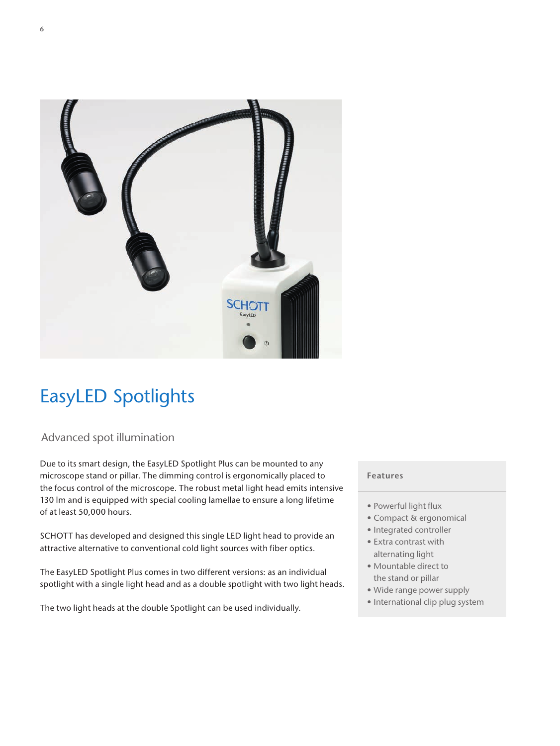# EasyLED Spotlights

## Advanced spot illumination

Due to its smart design, the EasyLED Spotlight Plus can be mounted to any microscope stand or pillar. The dimming control is ergonomically placed to the focus control of the microscope. The robust metal light head emits intensive 130 lm and is equipped with special cooling lamellae to ensure a long lifetime of at least 50,000 hours.

SCHOTT has developed and designed this single LED light head to provide an attractive alternative to conventional cold light sources with fiber optics.

The EasyLED Spotlight Plus comes in two different versions: as an individual spotlight with a single light head and as a double spotlight with two light heads.

The two light heads at the double Spotlight can be used individually.

**Features**

- Powerful light flux
- Compact & ergonomical
- Integrated controller
- Extra contrast with alternating light
- Mountable direct to the stand or pillar
- Wide range power supply
- International clip plug system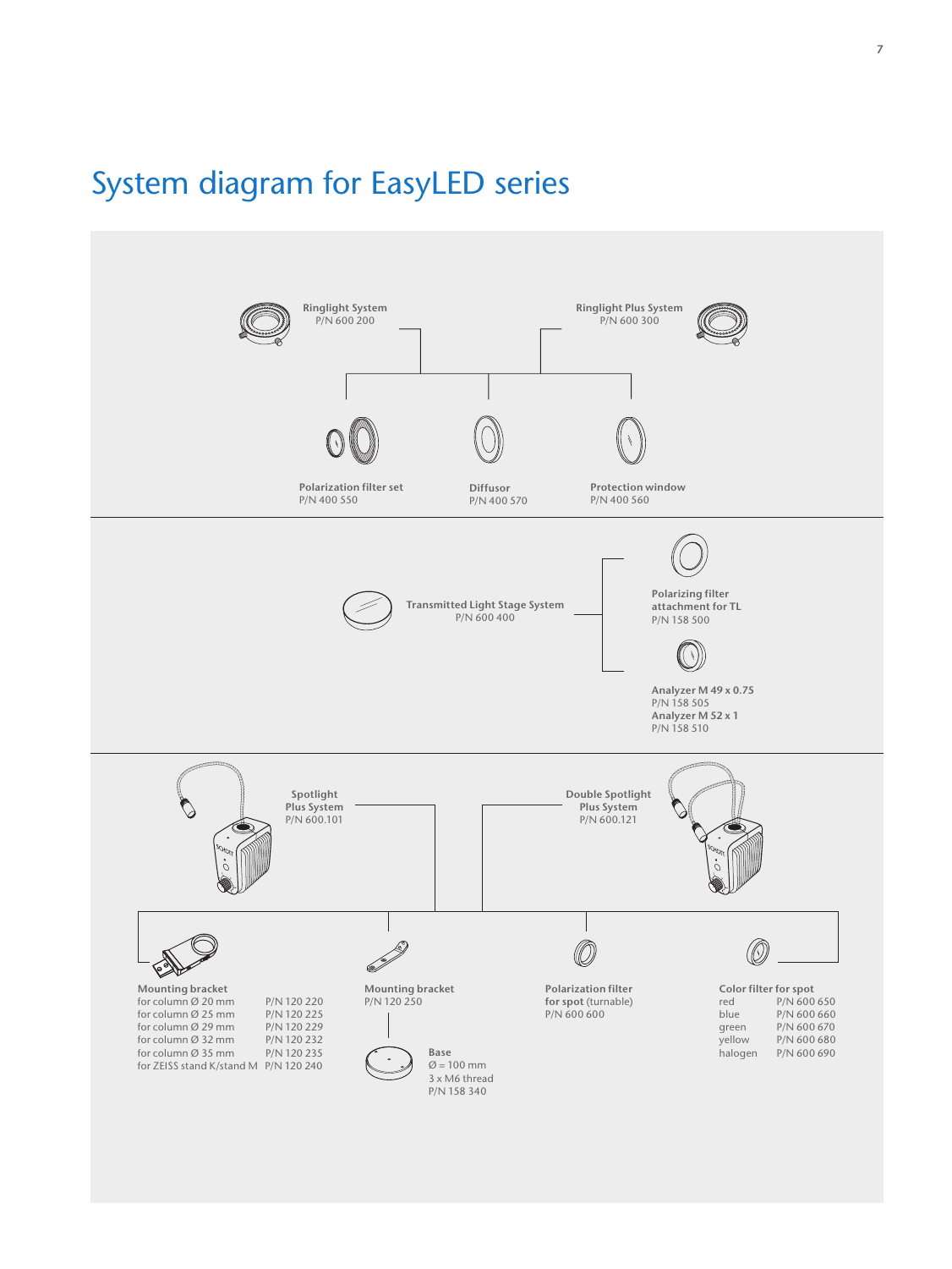# System diagram for EasyLED series

**Ringlight System**
P/N 600 200

**Ringlight Plus System**
P/N 600 300

**Polarization filter set**
P/N 400 550

**Diffusor**
P/N 400 570

**Protection window**
P/N 400 560

---

**Transmitted Light Stage System**
P/N 600 400

**Polarizing filter attachment for TL**
P/N 158 500

**Analyzer M 49 x 0.75**
P/N 158 505
**Analyzer M 52 x 1**
P/N 158 510

---

**Spotlight Plus System**
P/N 600.101

**Double Spotlight Plus System**
P/N 600.121

**Mounting bracket**

| | |
|---|---|
| for column Ø 20 mm | P/N 120 220 |
| for column Ø 25 mm | P/N 120 225 |
| for column Ø 29 mm | P/N 120 229 |
| for column Ø 32 mm | P/N 120 232 |
| for column Ø 35 mm | P/N 120 235 |
| for ZEISS stand K/stand M | P/N 120 240 |

**Mounting bracket**
P/N 120 250

**Base**
Ø = 100 mm
3 x M6 thread
P/N 158 340

**Polarization filter for spot** (turnable)
P/N 600 600

**Color filter for spot**

| | |
|---|---|
| red | P/N 600 650 |
| blue | P/N 600 660 |
| green | P/N 600 670 |
| yellow | P/N 600 680 |
| halogen | P/N 600 690 |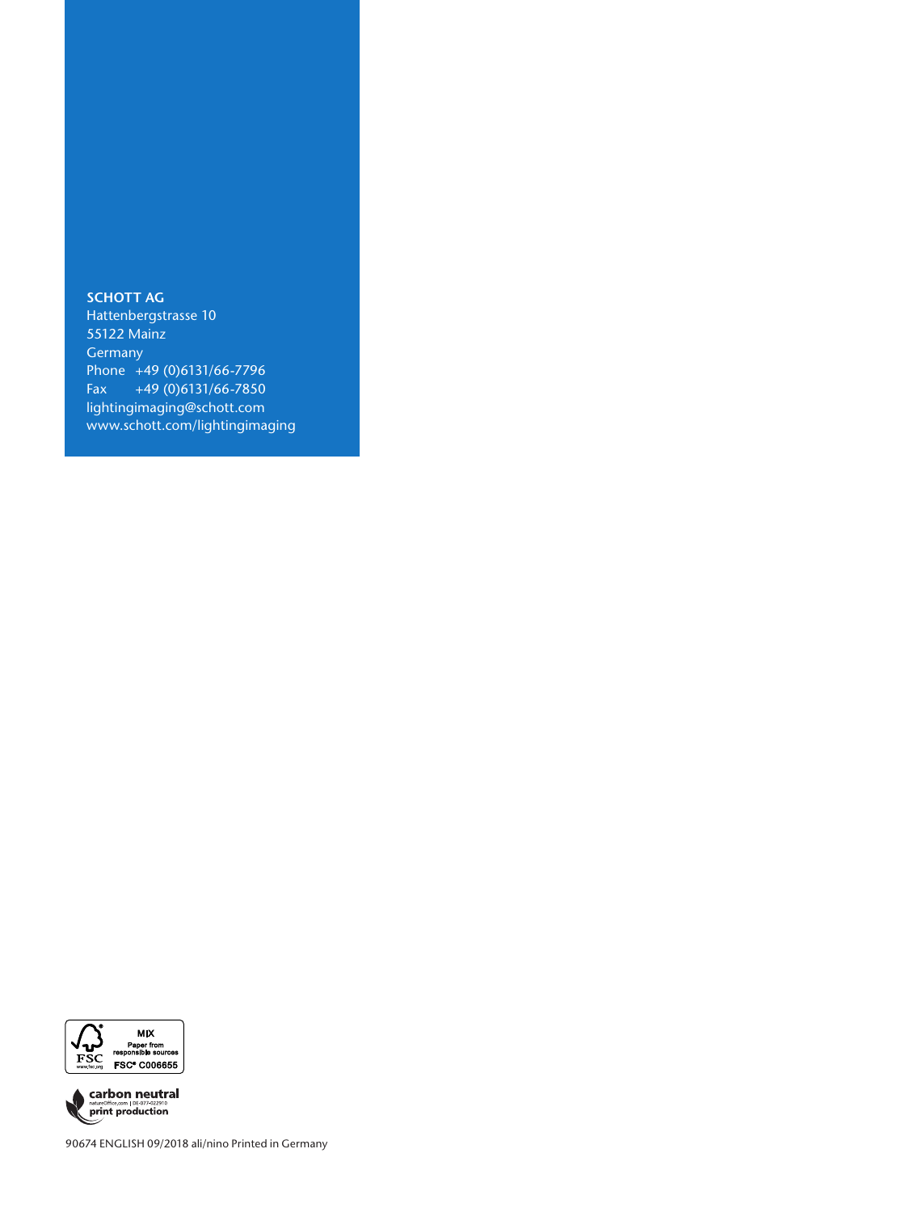**SCHOTT AG**
Hattenbergstrasse 10
55122 Mainz
Germany
Phone +49 (0)6131/66-7796
Fax +49 (0)6131/66-7850
lightingimaging@schott.com
www.schott.com/lightingimaging

FSC
www.fsc.org
MIX
Paper from responsible sources
FSC® C006655

carbon neutral
natureOffice.com | DE-077-022910
print production

90674 ENGLISH 09/2018 ali/nino Printed in Germany